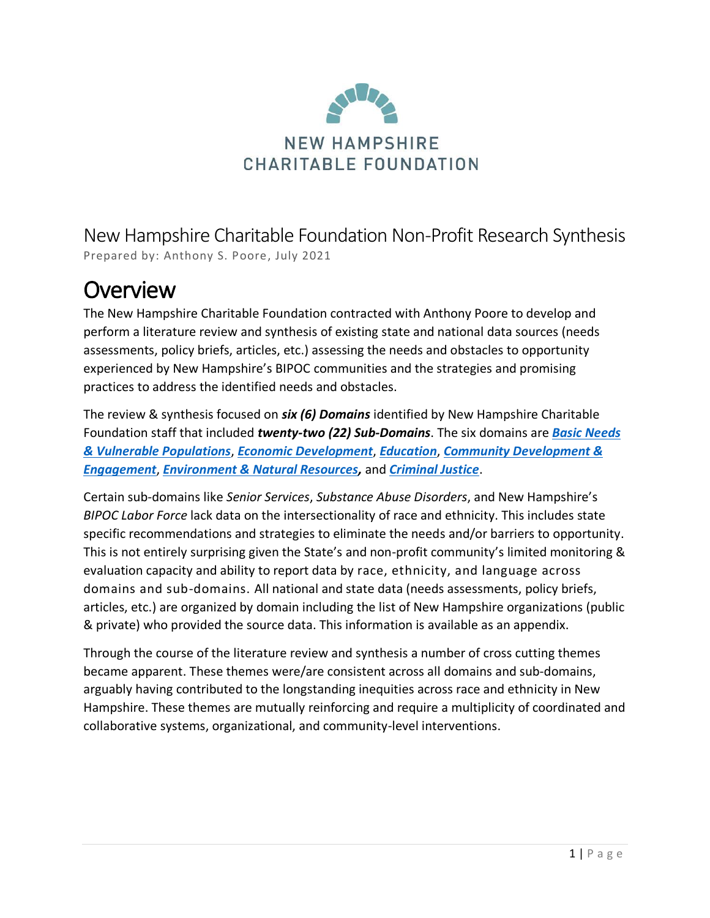NEW HAMPSHIRE
CHARITABLE FOUNDATION

New Hampshire Charitable Foundation Non-Profit Research Synthesis

Prepared by: Anthony S. Poore, July 2021

# Overview

The New Hampshire Charitable Foundation contracted with Anthony Poore to develop and perform a literature review and synthesis of existing state and national data sources (needs assessments, policy briefs, articles, etc.) assessing the needs and obstacles to opportunity experienced by New Hampshire's BIPOC communities and the strategies and promising practices to address the identified needs and obstacles.

The review & synthesis focused on ***six (6) Domains*** identified by New Hampshire Charitable Foundation staff that included ***twenty-two (22) Sub-Domains***. The six domains are ***Basic Needs & Vulnerable Populations***, ***Economic Development***, ***Education***, ***Community Development & Engagement***, ***Environment & Natural Resources***, and ***Criminal Justice***.

Certain sub-domains like *Senior Services*, *Substance Abuse Disorders*, and New Hampshire's *BIPOC Labor Force* lack data on the intersectionality of race and ethnicity. This includes state specific recommendations and strategies to eliminate the needs and/or barriers to opportunity. This is not entirely surprising given the State's and non-profit community's limited monitoring & evaluation capacity and ability to report data by race, ethnicity, and language across domains and sub-domains. All national and state data (needs assessments, policy briefs, articles, etc.) are organized by domain including the list of New Hampshire organizations (public & private) who provided the source data. This information is available as an appendix.

Through the course of the literature review and synthesis a number of cross cutting themes became apparent. These themes were/are consistent across all domains and sub-domains, arguably having contributed to the longstanding inequities across race and ethnicity in New Hampshire. These themes are mutually reinforcing and require a multiplicity of coordinated and collaborative systems, organizational, and community-level interventions.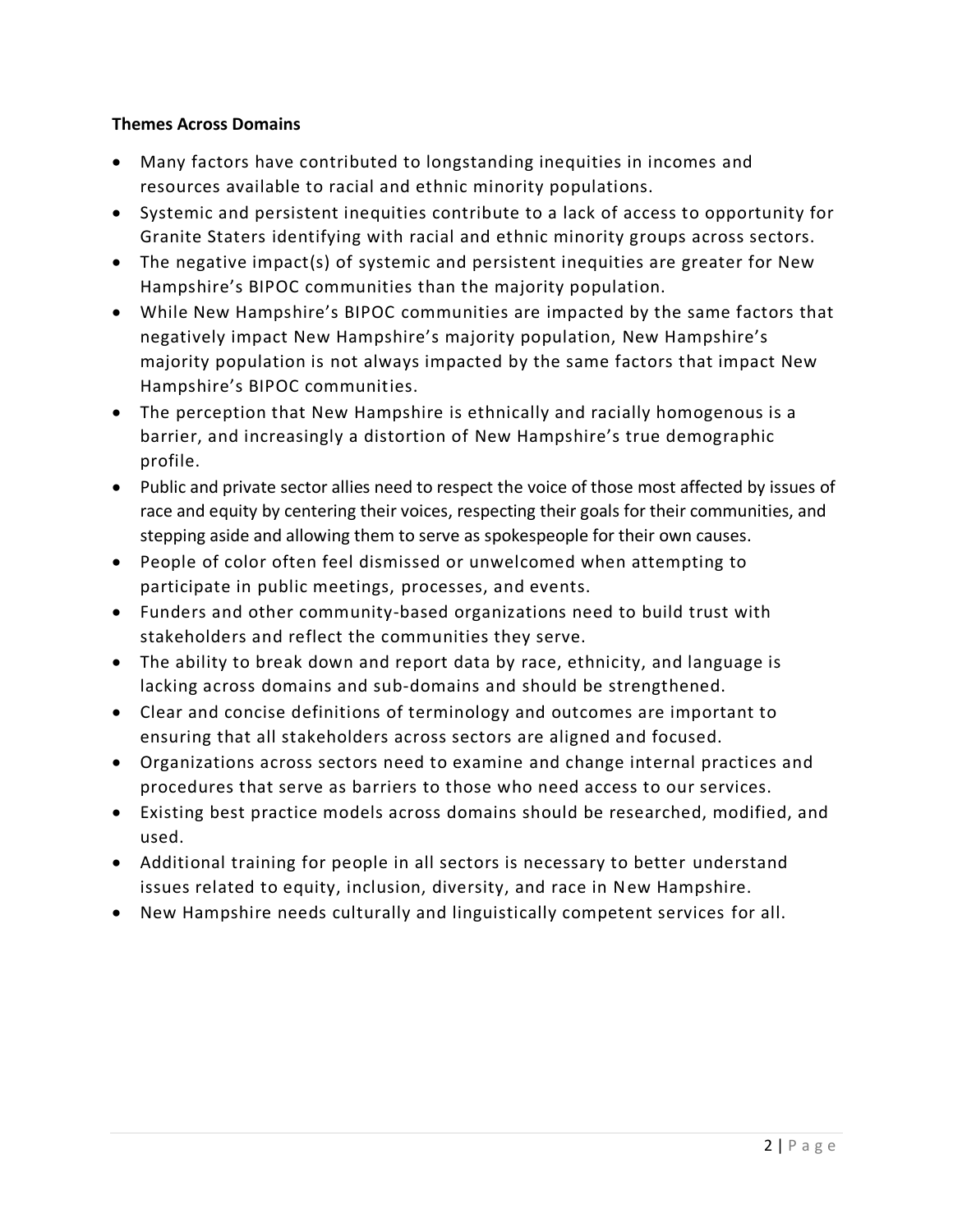**Themes Across Domains**

- Many factors have contributed to longstanding inequities in incomes and resources available to racial and ethnic minority populations.
- Systemic and persistent inequities contribute to a lack of access to opportunity for Granite Staters identifying with racial and ethnic minority groups across sectors.
- The negative impact(s) of systemic and persistent inequities are greater for New Hampshire's BIPOC communities than the majority population.
- While New Hampshire's BIPOC communities are impacted by the same factors that negatively impact New Hampshire's majority population, New Hampshire's majority population is not always impacted by the same factors that impact New Hampshire's BIPOC communities.
- The perception that New Hampshire is ethnically and racially homogenous is a barrier, and increasingly a distortion of New Hampshire's true demographic profile.
- Public and private sector allies need to respect the voice of those most affected by issues of race and equity by centering their voices, respecting their goals for their communities, and stepping aside and allowing them to serve as spokespeople for their own causes.
- People of color often feel dismissed or unwelcomed when attempting to participate in public meetings, processes, and events.
- Funders and other community-based organizations need to build trust with stakeholders and reflect the communities they serve.
- The ability to break down and report data by race, ethnicity, and language is lacking across domains and sub-domains and should be strengthened.
- Clear and concise definitions of terminology and outcomes are important to ensuring that all stakeholders across sectors are aligned and focused.
- Organizations across sectors need to examine and change internal practices and procedures that serve as barriers to those who need access to our services.
- Existing best practice models across domains should be researched, modified, and used.
- Additional training for people in all sectors is necessary to better understand issues related to equity, inclusion, diversity, and race in New Hampshire.
- New Hampshire needs culturally and linguistically competent services for all.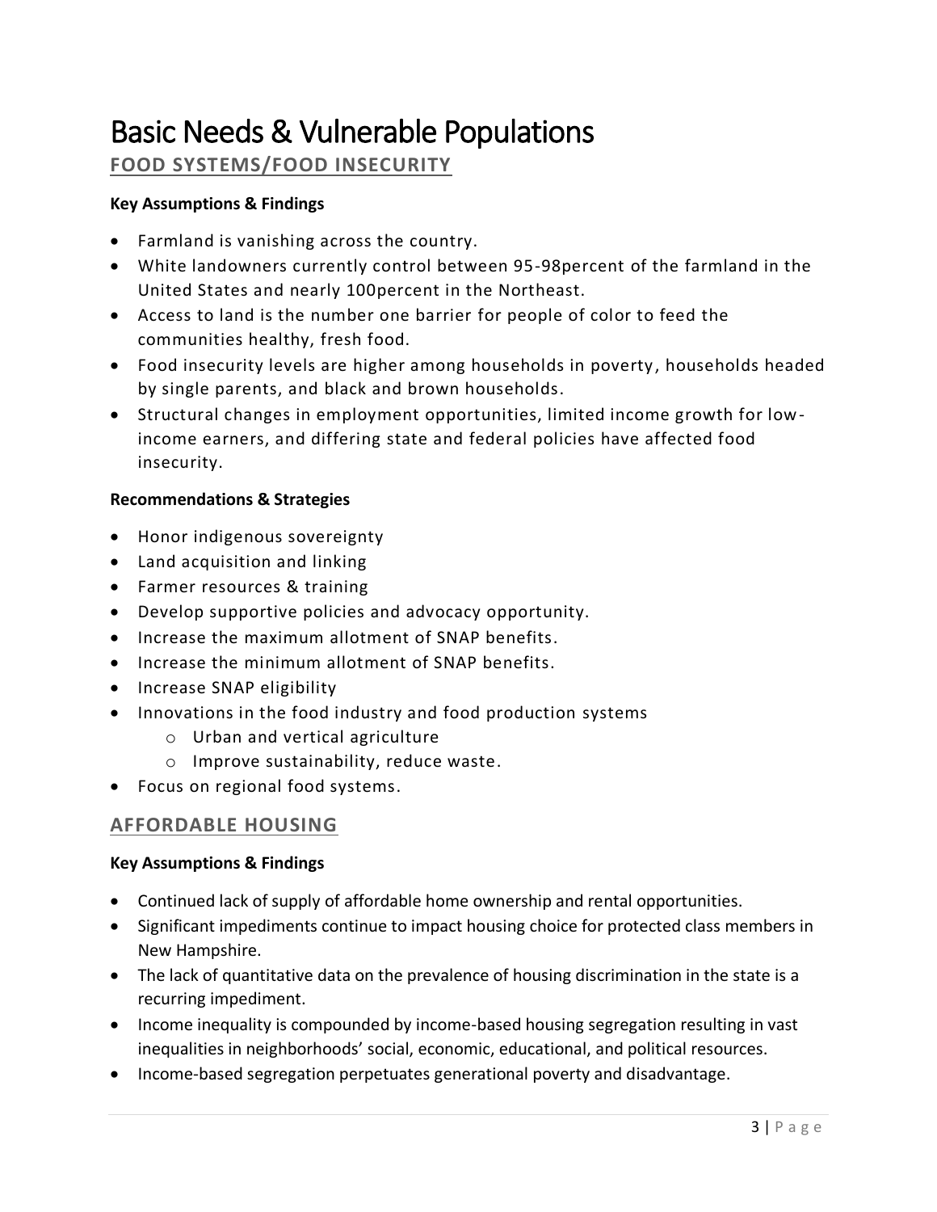# Basic Needs & Vulnerable Populations

## FOOD SYSTEMS/FOOD INSECURITY

**Key Assumptions & Findings**

- Farmland is vanishing across the country.
- White landowners currently control between 95-98percent of the farmland in the United States and nearly 100percent in the Northeast.
- Access to land is the number one barrier for people of color to feed the communities healthy, fresh food.
- Food insecurity levels are higher among households in poverty, households headed by single parents, and black and brown households.
- Structural changes in employment opportunities, limited income growth for low-income earners, and differing state and federal policies have affected food insecurity.

**Recommendations & Strategies**

- Honor indigenous sovereignty
- Land acquisition and linking
- Farmer resources & training
- Develop supportive policies and advocacy opportunity.
- Increase the maximum allotment of SNAP benefits.
- Increase the minimum allotment of SNAP benefits.
- Increase SNAP eligibility
- Innovations in the food industry and food production systems
    - Urban and vertical agriculture
    - Improve sustainability, reduce waste.
- Focus on regional food systems.

## AFFORDABLE HOUSING

**Key Assumptions & Findings**

- Continued lack of supply of affordable home ownership and rental opportunities.
- Significant impediments continue to impact housing choice for protected class members in New Hampshire.
- The lack of quantitative data on the prevalence of housing discrimination in the state is a recurring impediment.
- Income inequality is compounded by income-based housing segregation resulting in vast inequalities in neighborhoods' social, economic, educational, and political resources.
- Income-based segregation perpetuates generational poverty and disadvantage.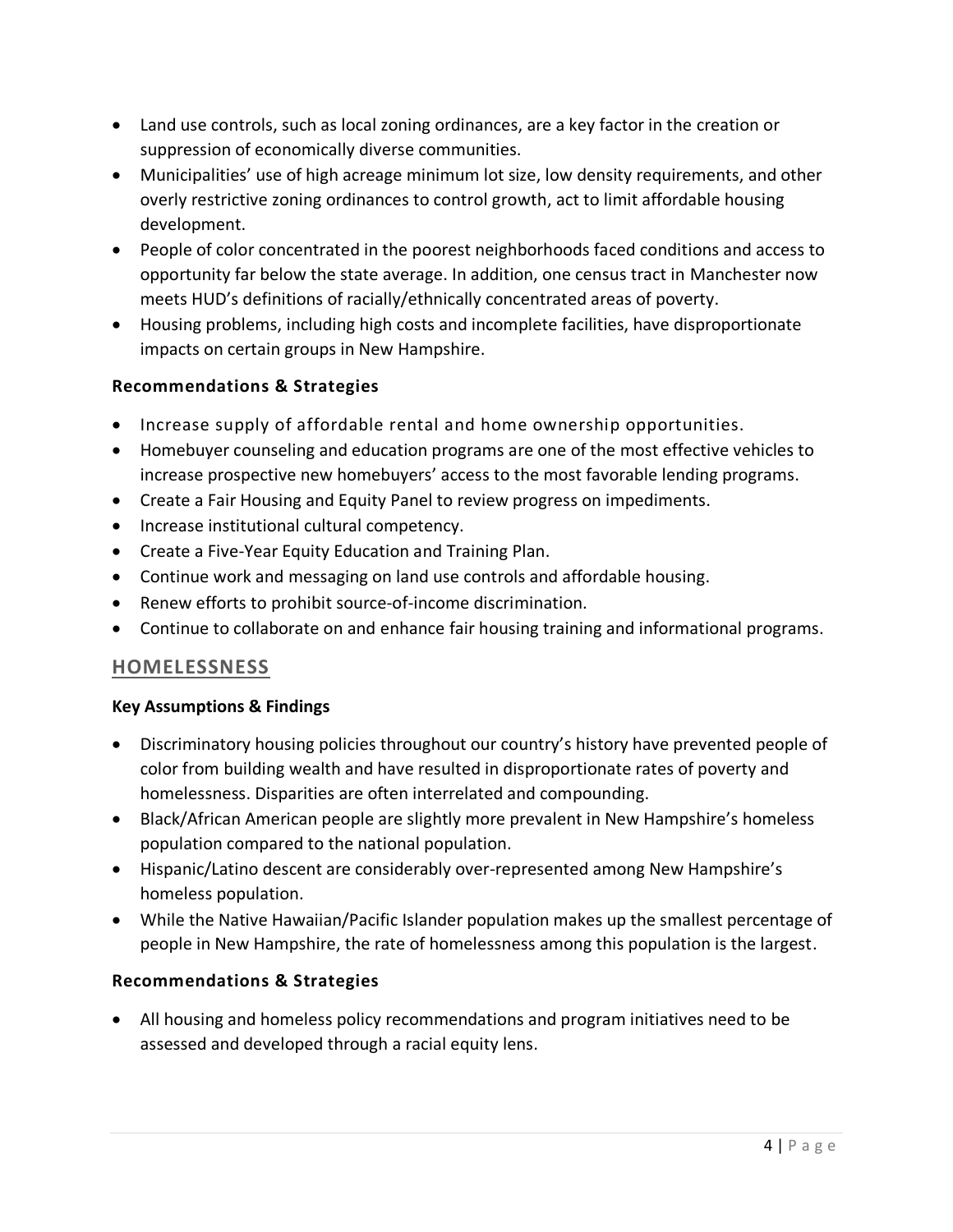- Land use controls, such as local zoning ordinances, are a key factor in the creation or suppression of economically diverse communities.
- Municipalities' use of high acreage minimum lot size, low density requirements, and other overly restrictive zoning ordinances to control growth, act to limit affordable housing development.
- People of color concentrated in the poorest neighborhoods faced conditions and access to opportunity far below the state average. In addition, one census tract in Manchester now meets HUD's definitions of racially/ethnically concentrated areas of poverty.
- Housing problems, including high costs and incomplete facilities, have disproportionate impacts on certain groups in New Hampshire.

### Recommendations & Strategies

- Increase supply of affordable rental and home ownership opportunities.
- Homebuyer counseling and education programs are one of the most effective vehicles to increase prospective new homebuyers' access to the most favorable lending programs.
- Create a Fair Housing and Equity Panel to review progress on impediments.
- Increase institutional cultural competency.
- Create a Five-Year Equity Education and Training Plan.
- Continue work and messaging on land use controls and affordable housing.
- Renew efforts to prohibit source-of-income discrimination.
- Continue to collaborate on and enhance fair housing training and informational programs.

## HOMELESSNESS

### Key Assumptions & Findings

- Discriminatory housing policies throughout our country's history have prevented people of color from building wealth and have resulted in disproportionate rates of poverty and homelessness. Disparities are often interrelated and compounding.
- Black/African American people are slightly more prevalent in New Hampshire's homeless population compared to the national population.
- Hispanic/Latino descent are considerably over-represented among New Hampshire's homeless population.
- While the Native Hawaiian/Pacific Islander population makes up the smallest percentage of people in New Hampshire, the rate of homelessness among this population is the largest.

### Recommendations & Strategies

- All housing and homeless policy recommendations and program initiatives need to be assessed and developed through a racial equity lens.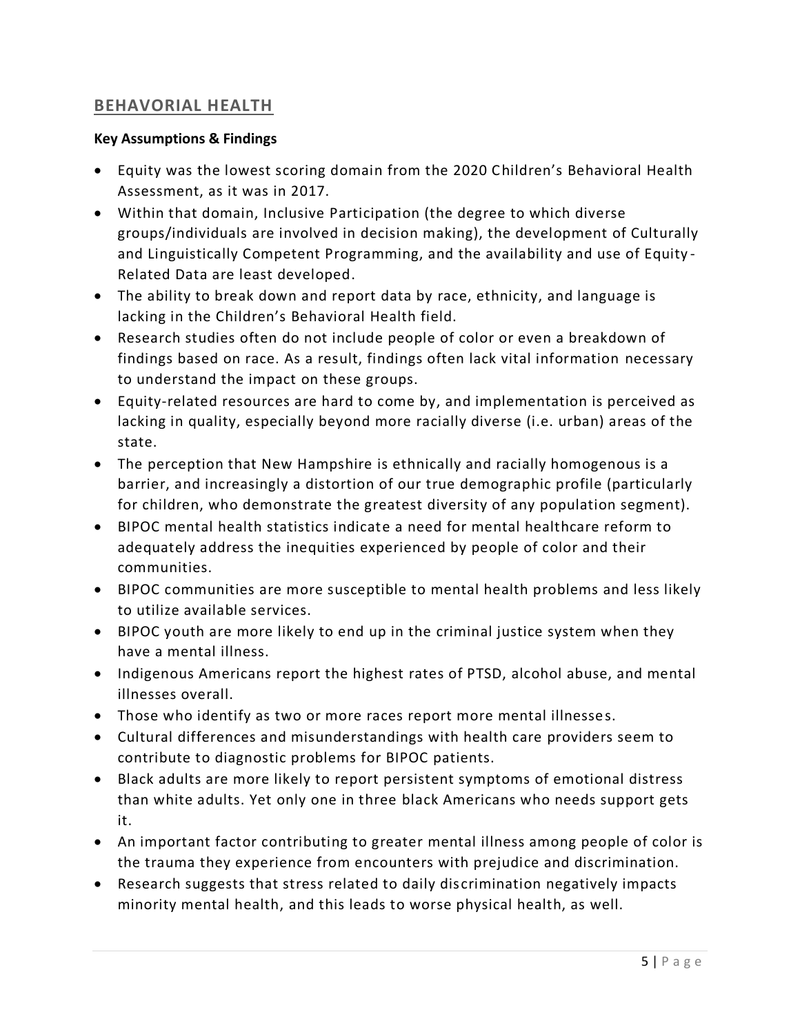## BEHAVORIAL HEALTH

**Key Assumptions & Findings**

- Equity was the lowest scoring domain from the 2020 Children's Behavioral Health Assessment, as it was in 2017.
- Within that domain, Inclusive Participation (the degree to which diverse groups/individuals are involved in decision making), the development of Culturally and Linguistically Competent Programming, and the availability and use of Equity-Related Data are least developed.
- The ability to break down and report data by race, ethnicity, and language is lacking in the Children's Behavioral Health field.
- Research studies often do not include people of color or even a breakdown of findings based on race. As a result, findings often lack vital information necessary to understand the impact on these groups.
- Equity-related resources are hard to come by, and implementation is perceived as lacking in quality, especially beyond more racially diverse (i.e. urban) areas of the state.
- The perception that New Hampshire is ethnically and racially homogenous is a barrier, and increasingly a distortion of our true demographic profile (particularly for children, who demonstrate the greatest diversity of any population segment).
- BIPOC mental health statistics indicate a need for mental healthcare reform to adequately address the inequities experienced by people of color and their communities.
- BIPOC communities are more susceptible to mental health problems and less likely to utilize available services.
- BIPOC youth are more likely to end up in the criminal justice system when they have a mental illness.
- Indigenous Americans report the highest rates of PTSD, alcohol abuse, and mental illnesses overall.
- Those who identify as two or more races report more mental illnesses.
- Cultural differences and misunderstandings with health care providers seem to contribute to diagnostic problems for BIPOC patients.
- Black adults are more likely to report persistent symptoms of emotional distress than white adults. Yet only one in three black Americans who needs support gets it.
- An important factor contributing to greater mental illness among people of color is the trauma they experience from encounters with prejudice and discrimination.
- Research suggests that stress related to daily discrimination negatively impacts minority mental health, and this leads to worse physical health, as well.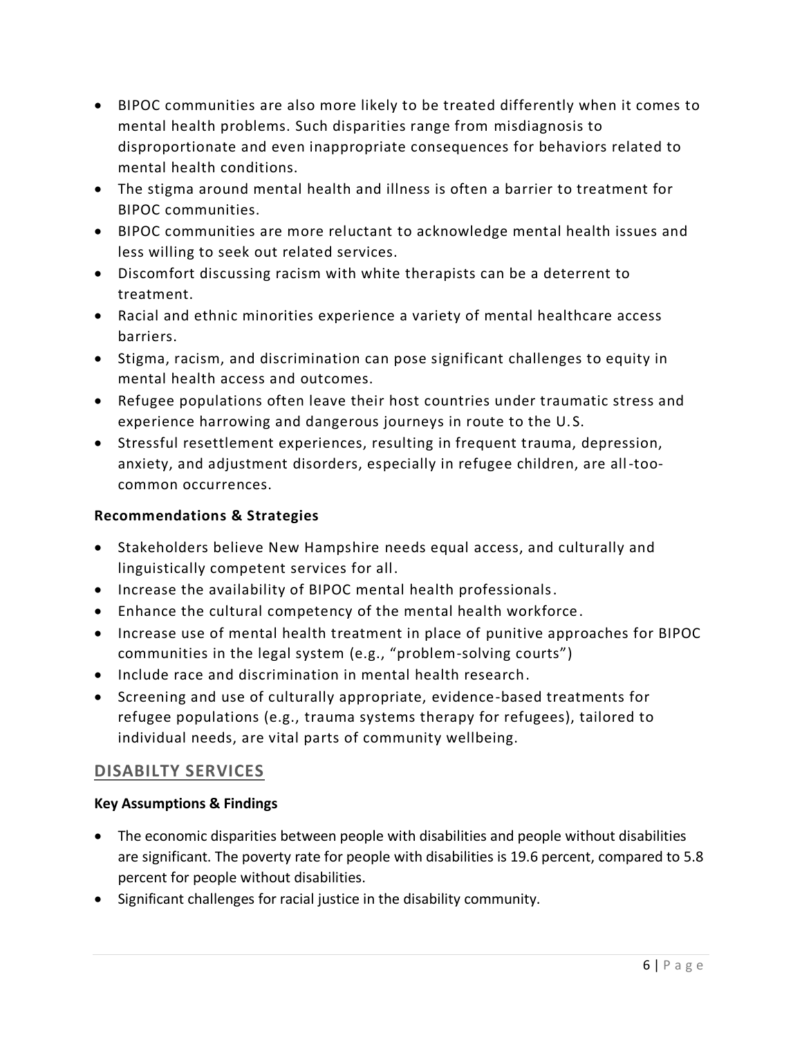- BIPOC communities are also more likely to be treated differently when it comes to mental health problems. Such disparities range from misdiagnosis to disproportionate and even inappropriate consequences for behaviors related to mental health conditions.
- The stigma around mental health and illness is often a barrier to treatment for BIPOC communities.
- BIPOC communities are more reluctant to acknowledge mental health issues and less willing to seek out related services.
- Discomfort discussing racism with white therapists can be a deterrent to treatment.
- Racial and ethnic minorities experience a variety of mental healthcare access barriers.
- Stigma, racism, and discrimination can pose significant challenges to equity in mental health access and outcomes.
- Refugee populations often leave their host countries under traumatic stress and experience harrowing and dangerous journeys in route to the U.S.
- Stressful resettlement experiences, resulting in frequent trauma, depression, anxiety, and adjustment disorders, especially in refugee children, are all-too-common occurrences.

**Recommendations & Strategies**

- Stakeholders believe New Hampshire needs equal access, and culturally and linguistically competent services for all.
- Increase the availability of BIPOC mental health professionals.
- Enhance the cultural competency of the mental health workforce.
- Increase use of mental health treatment in place of punitive approaches for BIPOC communities in the legal system (e.g., "problem-solving courts")
- Include race and discrimination in mental health research.
- Screening and use of culturally appropriate, evidence-based treatments for refugee populations (e.g., trauma systems therapy for refugees), tailored to individual needs, are vital parts of community wellbeing.

## DISABILTY SERVICES

**Key Assumptions & Findings**

- The economic disparities between people with disabilities and people without disabilities are significant. The poverty rate for people with disabilities is 19.6 percent, compared to 5.8 percent for people without disabilities.
- Significant challenges for racial justice in the disability community.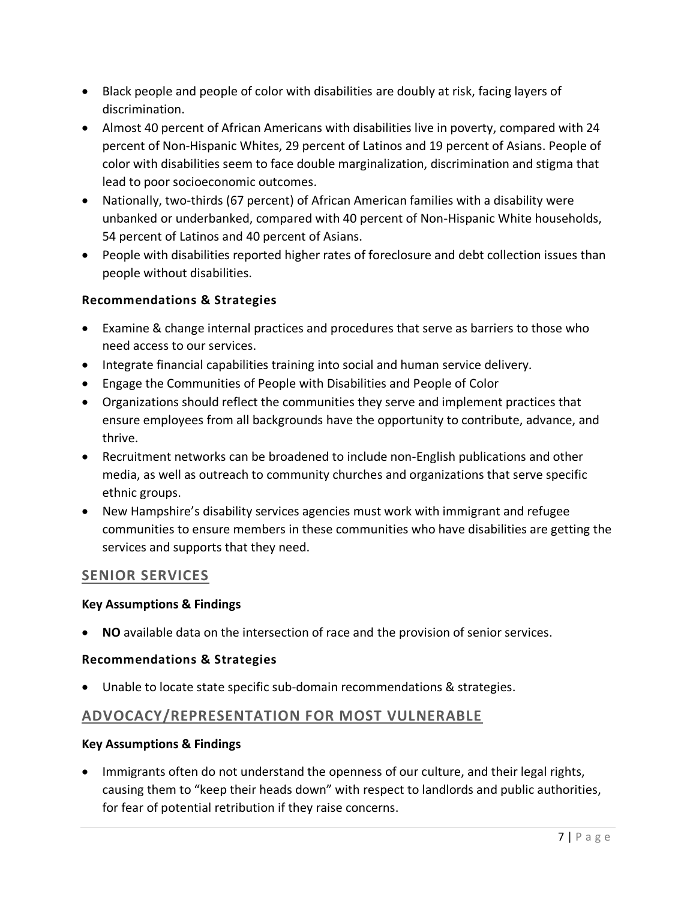- Black people and people of color with disabilities are doubly at risk, facing layers of discrimination.
- Almost 40 percent of African Americans with disabilities live in poverty, compared with 24 percent of Non-Hispanic Whites, 29 percent of Latinos and 19 percent of Asians. People of color with disabilities seem to face double marginalization, discrimination and stigma that lead to poor socioeconomic outcomes.
- Nationally, two-thirds (67 percent) of African American families with a disability were unbanked or underbanked, compared with 40 percent of Non-Hispanic White households, 54 percent of Latinos and 40 percent of Asians.
- People with disabilities reported higher rates of foreclosure and debt collection issues than people without disabilities.

**Recommendations & Strategies**

- Examine & change internal practices and procedures that serve as barriers to those who need access to our services.
- Integrate financial capabilities training into social and human service delivery.
- Engage the Communities of People with Disabilities and People of Color
- Organizations should reflect the communities they serve and implement practices that ensure employees from all backgrounds have the opportunity to contribute, advance, and thrive.
- Recruitment networks can be broadened to include non-English publications and other media, as well as outreach to community churches and organizations that serve specific ethnic groups.
- New Hampshire's disability services agencies must work with immigrant and refugee communities to ensure members in these communities who have disabilities are getting the services and supports that they need.

## SENIOR SERVICES

**Key Assumptions & Findings**

- **NO** available data on the intersection of race and the provision of senior services.

**Recommendations & Strategies**

- Unable to locate state specific sub-domain recommendations & strategies.

## ADVOCACY/REPRESENTATION FOR MOST VULNERABLE

**Key Assumptions & Findings**

- Immigrants often do not understand the openness of our culture, and their legal rights, causing them to "keep their heads down" with respect to landlords and public authorities, for fear of potential retribution if they raise concerns.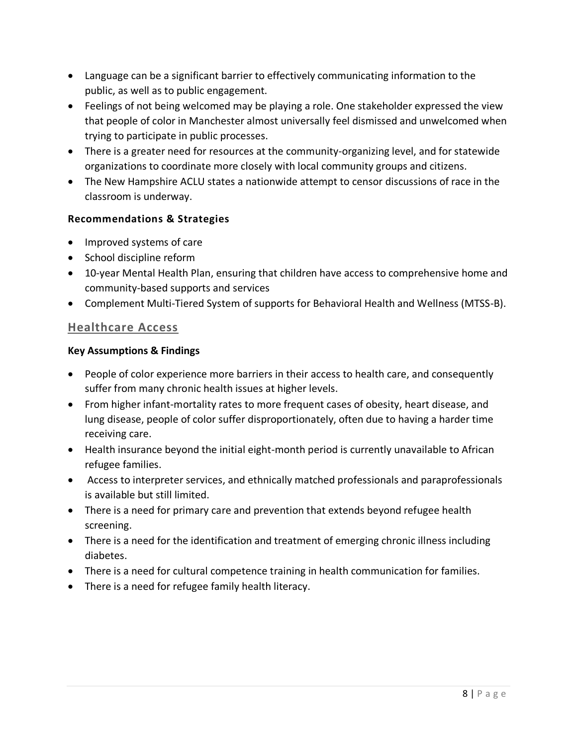- Language can be a significant barrier to effectively communicating information to the public, as well as to public engagement.
- Feelings of not being welcomed may be playing a role. One stakeholder expressed the view that people of color in Manchester almost universally feel dismissed and unwelcomed when trying to participate in public processes.
- There is a greater need for resources at the community-organizing level, and for statewide organizations to coordinate more closely with local community groups and citizens.
- The New Hampshire ACLU states a nationwide attempt to censor discussions of race in the classroom is underway.

#### Recommendations & Strategies

- Improved systems of care
- School discipline reform
- 10-year Mental Health Plan, ensuring that children have access to comprehensive home and community-based supports and services
- Complement Multi-Tiered System of supports for Behavioral Health and Wellness (MTSS-B).

## Healthcare Access

#### Key Assumptions & Findings

- People of color experience more barriers in their access to health care, and consequently suffer from many chronic health issues at higher levels.
- From higher infant-mortality rates to more frequent cases of obesity, heart disease, and lung disease, people of color suffer disproportionately, often due to having a harder time receiving care.
- Health insurance beyond the initial eight-month period is currently unavailable to African refugee families.
- Access to interpreter services, and ethnically matched professionals and paraprofessionals is available but still limited.
- There is a need for primary care and prevention that extends beyond refugee health screening.
- There is a need for the identification and treatment of emerging chronic illness including diabetes.
- There is a need for cultural competence training in health communication for families.
- There is a need for refugee family health literacy.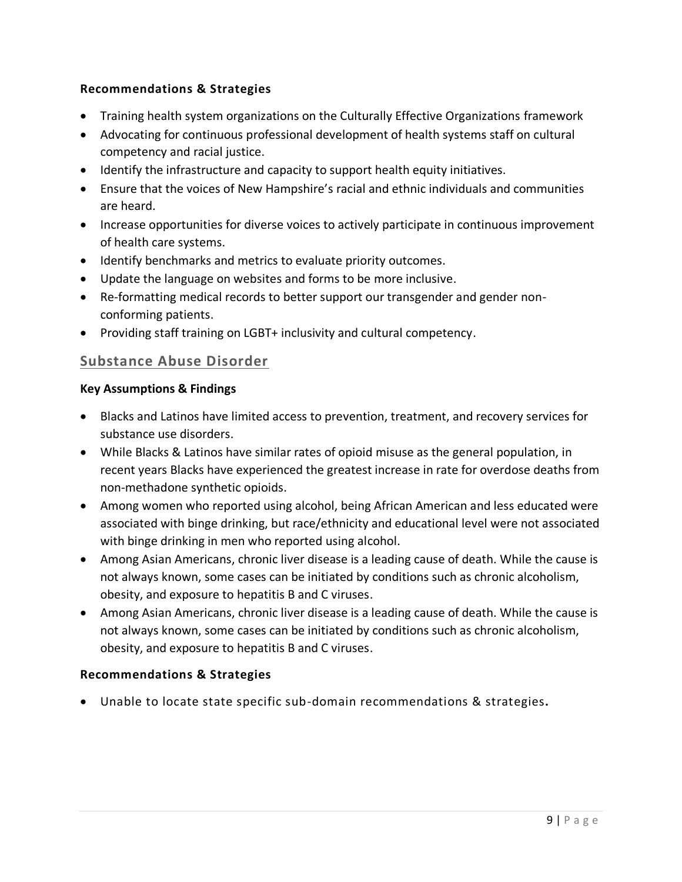**Recommendations & Strategies**

- Training health system organizations on the Culturally Effective Organizations framework
- Advocating for continuous professional development of health systems staff on cultural competency and racial justice.
- Identify the infrastructure and capacity to support health equity initiatives.
- Ensure that the voices of New Hampshire's racial and ethnic individuals and communities are heard.
- Increase opportunities for diverse voices to actively participate in continuous improvement of health care systems.
- Identify benchmarks and metrics to evaluate priority outcomes.
- Update the language on websites and forms to be more inclusive.
- Re-formatting medical records to better support our transgender and gender non-conforming patients.
- Providing staff training on LGBT+ inclusivity and cultural competency.

## Substance Abuse Disorder

**Key Assumptions & Findings**

- Blacks and Latinos have limited access to prevention, treatment, and recovery services for substance use disorders.
- While Blacks & Latinos have similar rates of opioid misuse as the general population, in recent years Blacks have experienced the greatest increase in rate for overdose deaths from non-methadone synthetic opioids.
- Among women who reported using alcohol, being African American and less educated were associated with binge drinking, but race/ethnicity and educational level were not associated with binge drinking in men who reported using alcohol.
- Among Asian Americans, chronic liver disease is a leading cause of death. While the cause is not always known, some cases can be initiated by conditions such as chronic alcoholism, obesity, and exposure to hepatitis B and C viruses.
- Among Asian Americans, chronic liver disease is a leading cause of death. While the cause is not always known, some cases can be initiated by conditions such as chronic alcoholism, obesity, and exposure to hepatitis B and C viruses.

**Recommendations & Strategies**

- Unable to locate state specific sub-domain recommendations & strategies**.**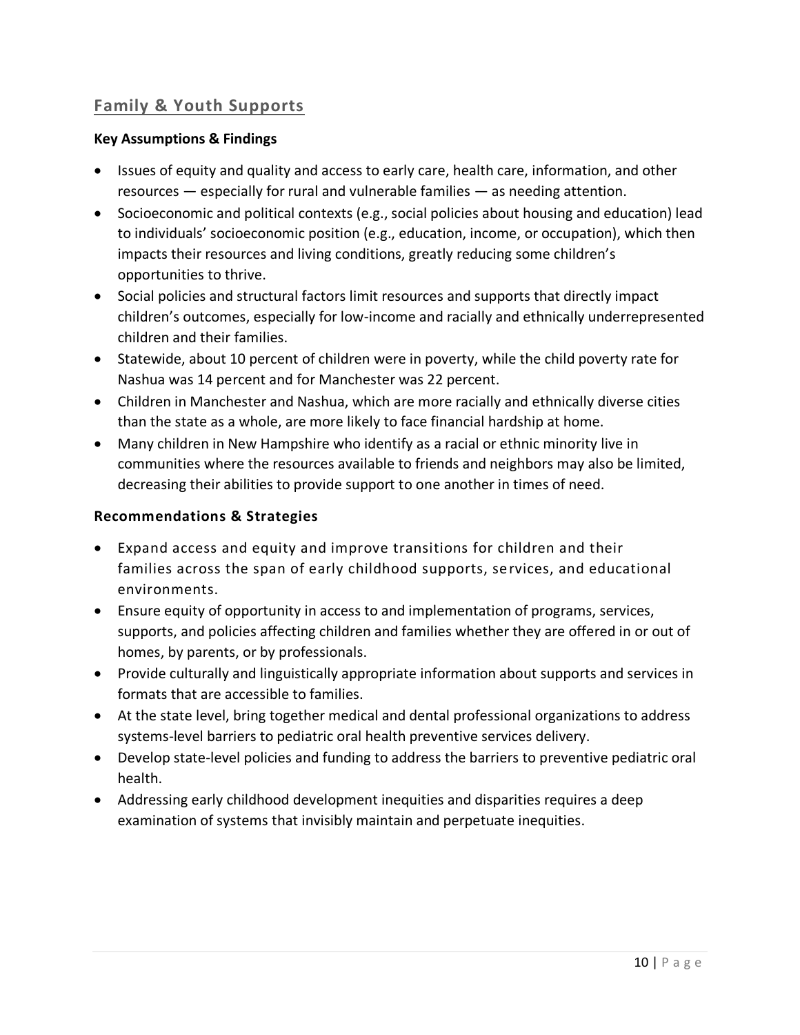## Family & Youth Supports

### Key Assumptions & Findings

- Issues of equity and quality and access to early care, health care, information, and other resources — especially for rural and vulnerable families — as needing attention.
- Socioeconomic and political contexts (e.g., social policies about housing and education) lead to individuals' socioeconomic position (e.g., education, income, or occupation), which then impacts their resources and living conditions, greatly reducing some children's opportunities to thrive.
- Social policies and structural factors limit resources and supports that directly impact children's outcomes, especially for low-income and racially and ethnically underrepresented children and their families.
- Statewide, about 10 percent of children were in poverty, while the child poverty rate for Nashua was 14 percent and for Manchester was 22 percent.
- Children in Manchester and Nashua, which are more racially and ethnically diverse cities than the state as a whole, are more likely to face financial hardship at home.
- Many children in New Hampshire who identify as a racial or ethnic minority live in communities where the resources available to friends and neighbors may also be limited, decreasing their abilities to provide support to one another in times of need.

### Recommendations & Strategies

- Expand access and equity and improve transitions for children and their families across the span of early childhood supports, services, and educational environments.
- Ensure equity of opportunity in access to and implementation of programs, services, supports, and policies affecting children and families whether they are offered in or out of homes, by parents, or by professionals.
- Provide culturally and linguistically appropriate information about supports and services in formats that are accessible to families.
- At the state level, bring together medical and dental professional organizations to address systems-level barriers to pediatric oral health preventive services delivery.
- Develop state-level policies and funding to address the barriers to preventive pediatric oral health.
- Addressing early childhood development inequities and disparities requires a deep examination of systems that invisibly maintain and perpetuate inequities.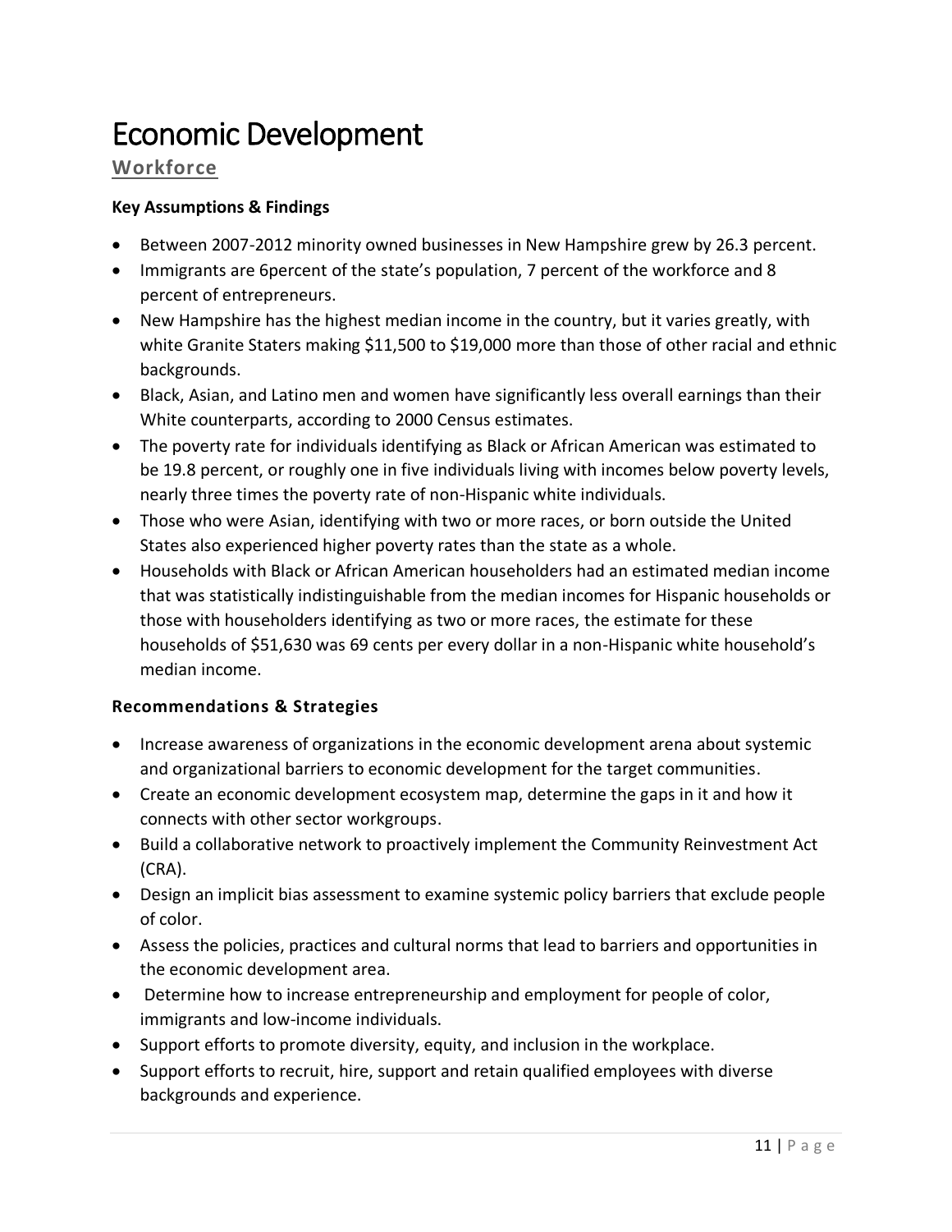# Economic Development

## Workforce

### Key Assumptions & Findings

- Between 2007-2012 minority owned businesses in New Hampshire grew by 26.3 percent.
- Immigrants are 6percent of the state's population, 7 percent of the workforce and 8 percent of entrepreneurs.
- New Hampshire has the highest median income in the country, but it varies greatly, with white Granite Staters making $11,500 to $19,000 more than those of other racial and ethnic backgrounds.
- Black, Asian, and Latino men and women have significantly less overall earnings than their White counterparts, according to 2000 Census estimates.
- The poverty rate for individuals identifying as Black or African American was estimated to be 19.8 percent, or roughly one in five individuals living with incomes below poverty levels, nearly three times the poverty rate of non-Hispanic white individuals.
- Those who were Asian, identifying with two or more races, or born outside the United States also experienced higher poverty rates than the state as a whole.
- Households with Black or African American householders had an estimated median income that was statistically indistinguishable from the median incomes for Hispanic households or those with householders identifying as two or more races, the estimate for these households of $51,630 was 69 cents per every dollar in a non-Hispanic white household's median income.

### Recommendations & Strategies

- Increase awareness of organizations in the economic development arena about systemic and organizational barriers to economic development for the target communities.
- Create an economic development ecosystem map, determine the gaps in it and how it connects with other sector workgroups.
- Build a collaborative network to proactively implement the Community Reinvestment Act (CRA).
- Design an implicit bias assessment to examine systemic policy barriers that exclude people of color.
- Assess the policies, practices and cultural norms that lead to barriers and opportunities in the economic development area.
- Determine how to increase entrepreneurship and employment for people of color, immigrants and low-income individuals.
- Support efforts to promote diversity, equity, and inclusion in the workplace.
- Support efforts to recruit, hire, support and retain qualified employees with diverse backgrounds and experience.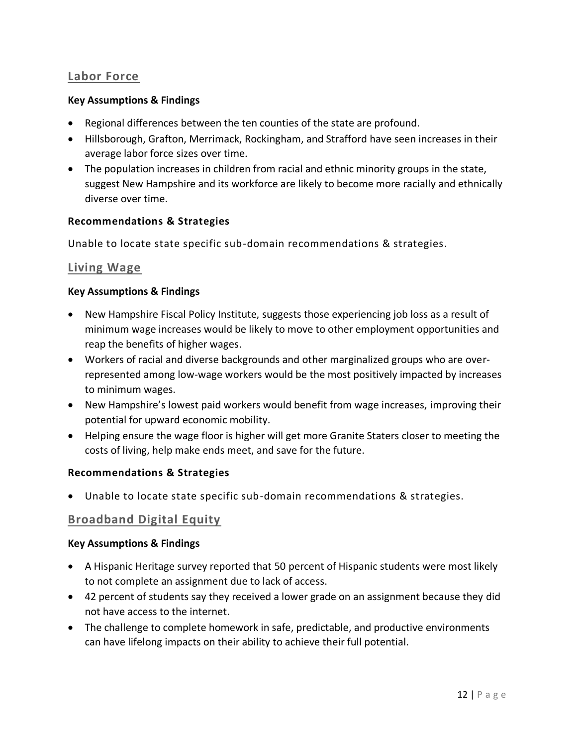## Labor Force

**Key Assumptions & Findings**

- Regional differences between the ten counties of the state are profound.
- Hillsborough, Grafton, Merrimack, Rockingham, and Strafford have seen increases in their average labor force sizes over time.
- The population increases in children from racial and ethnic minority groups in the state, suggest New Hampshire and its workforce are likely to become more racially and ethnically diverse over time.

**Recommendations & Strategies**

Unable to locate state specific sub-domain recommendations & strategies.

## Living Wage

**Key Assumptions & Findings**

- New Hampshire Fiscal Policy Institute, suggests those experiencing job loss as a result of minimum wage increases would be likely to move to other employment opportunities and reap the benefits of higher wages.
- Workers of racial and diverse backgrounds and other marginalized groups who are over-represented among low-wage workers would be the most positively impacted by increases to minimum wages.
- New Hampshire's lowest paid workers would benefit from wage increases, improving their potential for upward economic mobility.
- Helping ensure the wage floor is higher will get more Granite Staters closer to meeting the costs of living, help make ends meet, and save for the future.

**Recommendations & Strategies**

- Unable to locate state specific sub-domain recommendations & strategies.

## Broadband Digital Equity

**Key Assumptions & Findings**

- A Hispanic Heritage survey reported that 50 percent of Hispanic students were most likely to not complete an assignment due to lack of access.
- 42 percent of students say they received a lower grade on an assignment because they did not have access to the internet.
- The challenge to complete homework in safe, predictable, and productive environments can have lifelong impacts on their ability to achieve their full potential.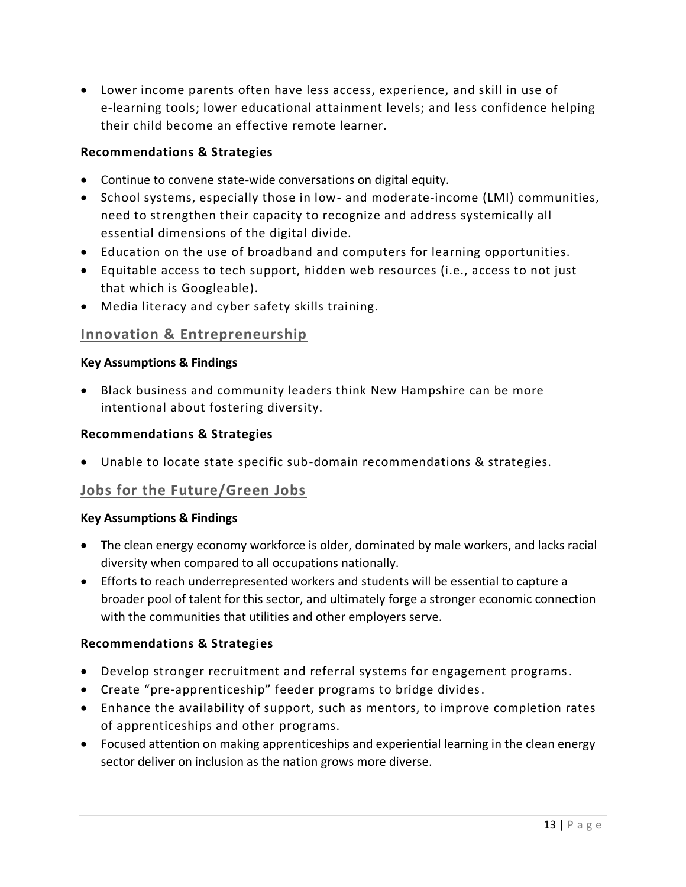- Lower income parents often have less access, experience, and skill in use of e-learning tools; lower educational attainment levels; and less confidence helping their child become an effective remote learner.

#### Recommendations & Strategies

- Continue to convene state-wide conversations on digital equity.
- School systems, especially those in low- and moderate-income (LMI) communities, need to strengthen their capacity to recognize and address systemically all essential dimensions of the digital divide.
- Education on the use of broadband and computers for learning opportunities.
- Equitable access to tech support, hidden web resources (i.e., access to not just that which is Googleable).
- Media literacy and cyber safety skills training.

### Innovation & Entrepreneurship

#### Key Assumptions & Findings

- Black business and community leaders think New Hampshire can be more intentional about fostering diversity.

#### Recommendations & Strategies

- Unable to locate state specific sub-domain recommendations & strategies.

### Jobs for the Future/Green Jobs

#### Key Assumptions & Findings

- The clean energy economy workforce is older, dominated by male workers, and lacks racial diversity when compared to all occupations nationally.
- Efforts to reach underrepresented workers and students will be essential to capture a broader pool of talent for this sector, and ultimately forge a stronger economic connection with the communities that utilities and other employers serve.

#### Recommendations & Strategies

- Develop stronger recruitment and referral systems for engagement programs.
- Create "pre-apprenticeship" feeder programs to bridge divides.
- Enhance the availability of support, such as mentors, to improve completion rates of apprenticeships and other programs.
- Focused attention on making apprenticeships and experiential learning in the clean energy sector deliver on inclusion as the nation grows more diverse.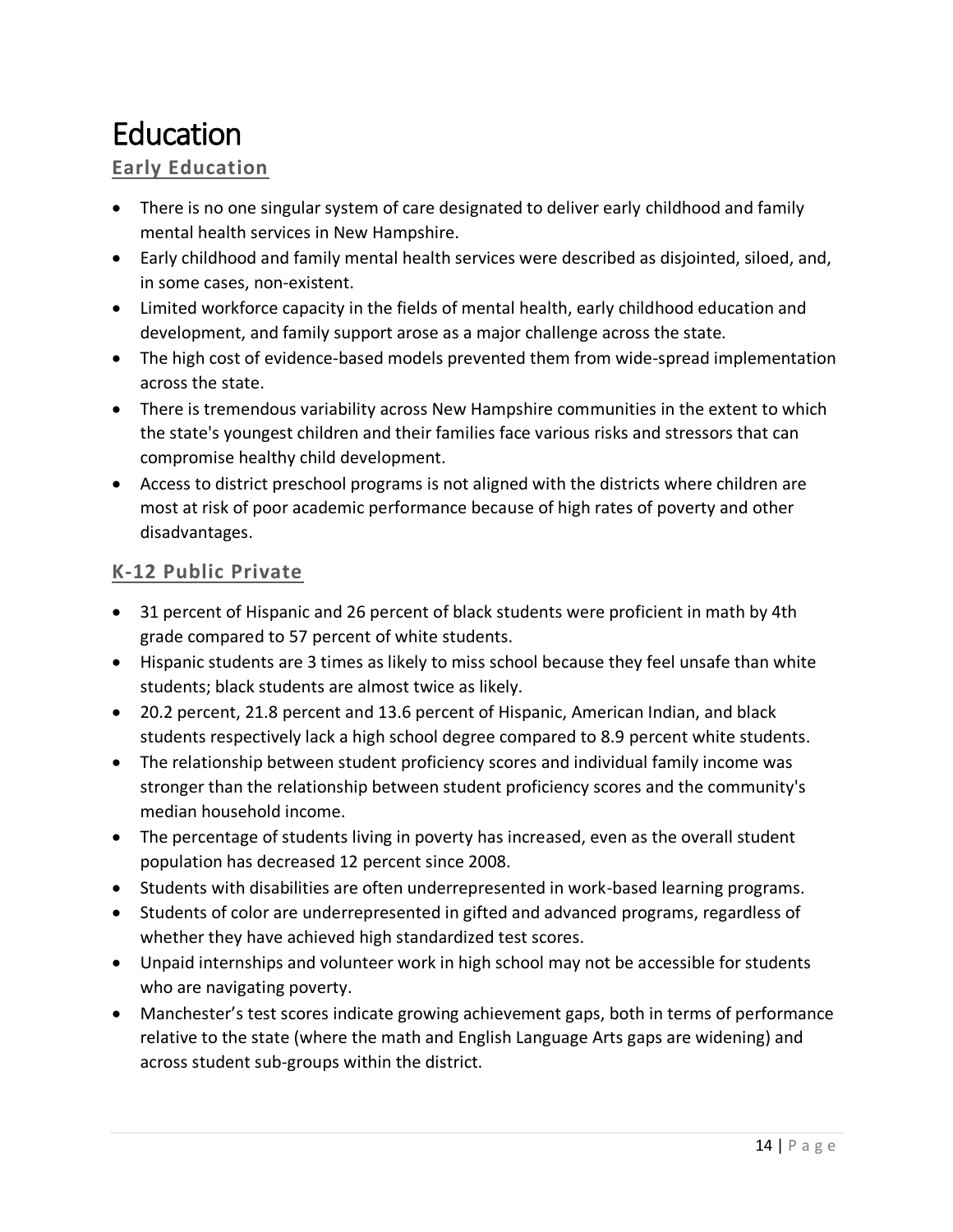# Education

## Early Education

- There is no one singular system of care designated to deliver early childhood and family mental health services in New Hampshire.
- Early childhood and family mental health services were described as disjointed, siloed, and, in some cases, non-existent.
- Limited workforce capacity in the fields of mental health, early childhood education and development, and family support arose as a major challenge across the state.
- The high cost of evidence-based models prevented them from wide-spread implementation across the state.
- There is tremendous variability across New Hampshire communities in the extent to which the state's youngest children and their families face various risks and stressors that can compromise healthy child development.
- Access to district preschool programs is not aligned with the districts where children are most at risk of poor academic performance because of high rates of poverty and other disadvantages.

## K-12 Public Private

- 31 percent of Hispanic and 26 percent of black students were proficient in math by 4th grade compared to 57 percent of white students.
- Hispanic students are 3 times as likely to miss school because they feel unsafe than white students; black students are almost twice as likely.
- 20.2 percent, 21.8 percent and 13.6 percent of Hispanic, American Indian, and black students respectively lack a high school degree compared to 8.9 percent white students.
- The relationship between student proficiency scores and individual family income was stronger than the relationship between student proficiency scores and the community's median household income.
- The percentage of students living in poverty has increased, even as the overall student population has decreased 12 percent since 2008.
- Students with disabilities are often underrepresented in work-based learning programs.
- Students of color are underrepresented in gifted and advanced programs, regardless of whether they have achieved high standardized test scores.
- Unpaid internships and volunteer work in high school may not be accessible for students who are navigating poverty.
- Manchester's test scores indicate growing achievement gaps, both in terms of performance relative to the state (where the math and English Language Arts gaps are widening) and across student sub-groups within the district.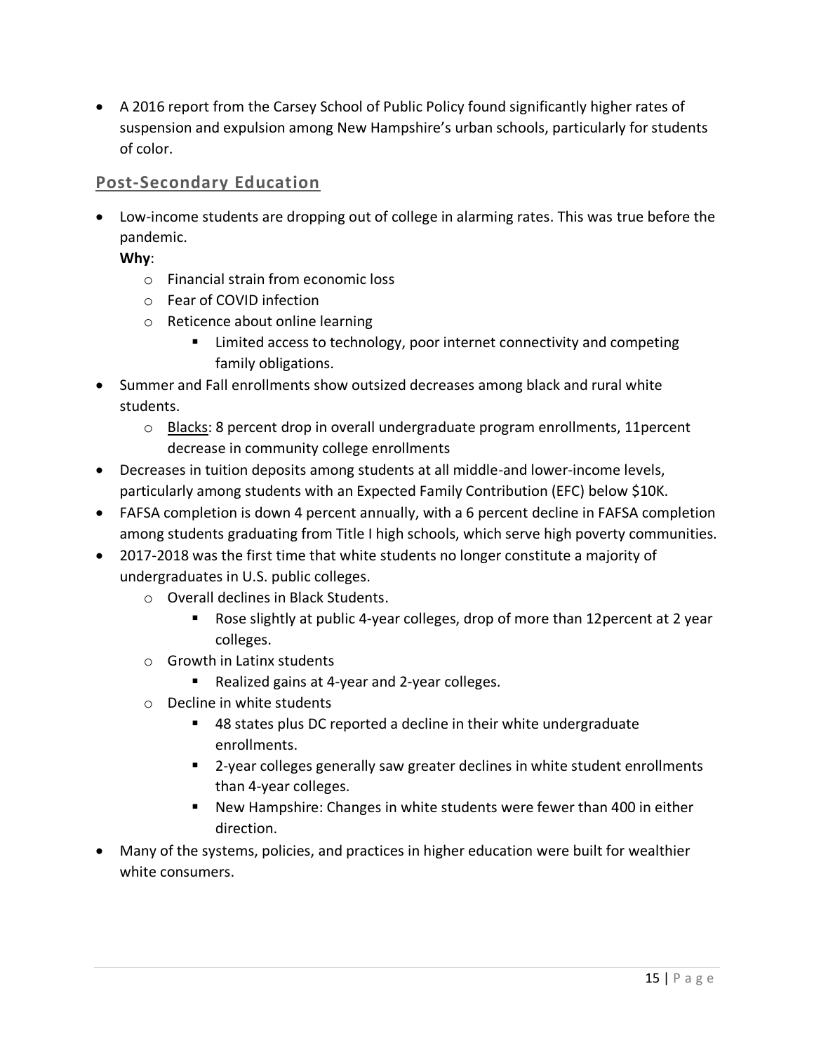- A 2016 report from the Carsey School of Public Policy found significantly higher rates of suspension and expulsion among New Hampshire's urban schools, particularly for students of color.

## Post-Secondary Education

- Low-income students are dropping out of college in alarming rates. This was true before the pandemic.
  **Why**:
  - Financial strain from economic loss
  - Fear of COVID infection
  - Reticence about online learning
    - Limited access to technology, poor internet connectivity and competing family obligations.
- Summer and Fall enrollments show outsized decreases among black and rural white students.
  - Blacks: 8 percent drop in overall undergraduate program enrollments, 11percent decrease in community college enrollments
- Decreases in tuition deposits among students at all middle-and lower-income levels, particularly among students with an Expected Family Contribution (EFC) below $10K.
- FAFSA completion is down 4 percent annually, with a 6 percent decline in FAFSA completion among students graduating from Title I high schools, which serve high poverty communities.
- 2017-2018 was the first time that white students no longer constitute a majority of undergraduates in U.S. public colleges.
  - Overall declines in Black Students.
    - Rose slightly at public 4-year colleges, drop of more than 12percent at 2 year colleges.
  - Growth in Latinx students
    - Realized gains at 4-year and 2-year colleges.
  - Decline in white students
    - 48 states plus DC reported a decline in their white undergraduate enrollments.
    - 2-year colleges generally saw greater declines in white student enrollments than 4-year colleges.
    - New Hampshire: Changes in white students were fewer than 400 in either direction.
- Many of the systems, policies, and practices in higher education were built for wealthier white consumers.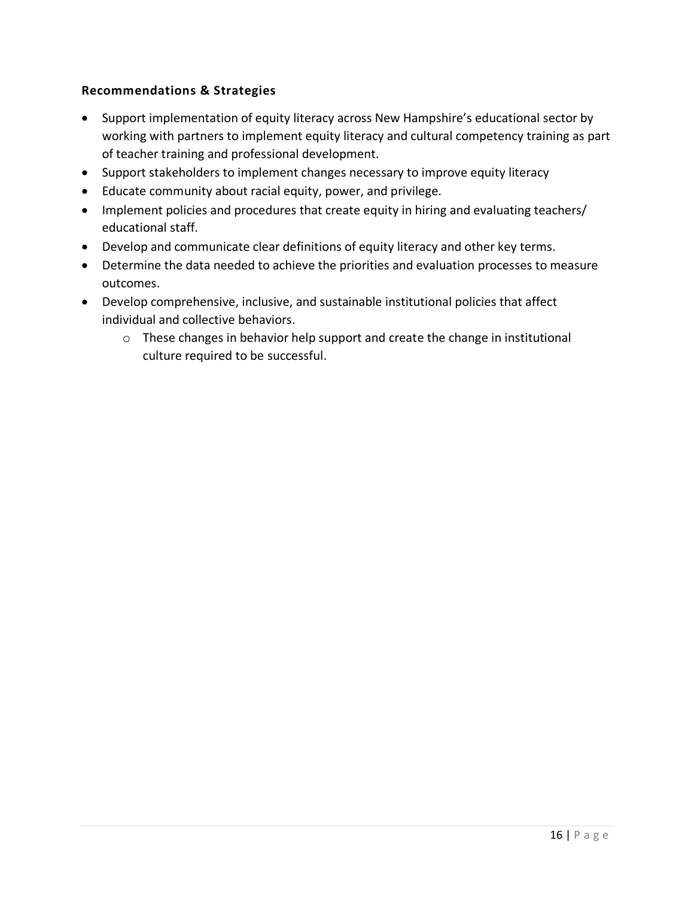### Recommendations & Strategies

- Support implementation of equity literacy across New Hampshire's educational sector by working with partners to implement equity literacy and cultural competency training as part of teacher training and professional development.
- Support stakeholders to implement changes necessary to improve equity literacy
- Educate community about racial equity, power, and privilege.
- Implement policies and procedures that create equity in hiring and evaluating teachers/ educational staff.
- Develop and communicate clear definitions of equity literacy and other key terms.
- Determine the data needed to achieve the priorities and evaluation processes to measure outcomes.
- Develop comprehensive, inclusive, and sustainable institutional policies that affect individual and collective behaviors.
  - These changes in behavior help support and create the change in institutional culture required to be successful.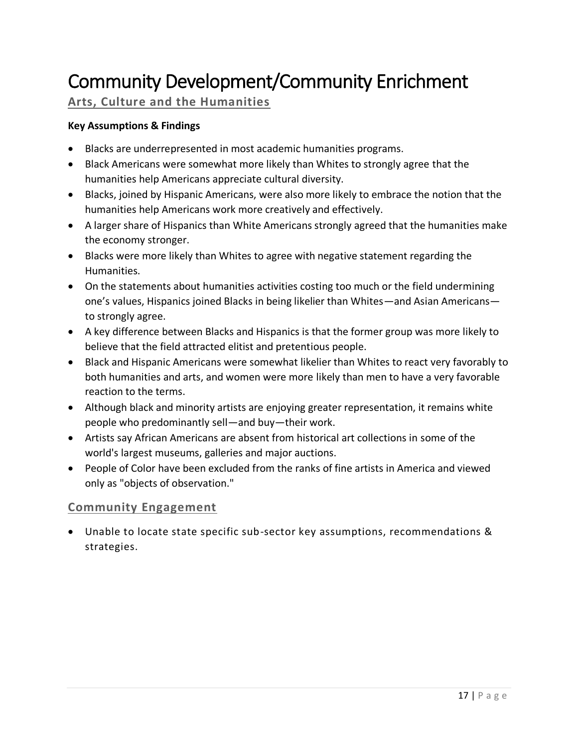# Community Development/Community Enrichment

## Arts, Culture and the Humanities

**Key Assumptions & Findings**

- Blacks are underrepresented in most academic humanities programs.
- Black Americans were somewhat more likely than Whites to strongly agree that the humanities help Americans appreciate cultural diversity.
- Blacks, joined by Hispanic Americans, were also more likely to embrace the notion that the humanities help Americans work more creatively and effectively.
- A larger share of Hispanics than White Americans strongly agreed that the humanities make the economy stronger.
- Blacks were more likely than Whites to agree with negative statement regarding the Humanities.
- On the statements about humanities activities costing too much or the field undermining one's values, Hispanics joined Blacks in being likelier than Whites—and Asian Americans—to strongly agree.
- A key difference between Blacks and Hispanics is that the former group was more likely to believe that the field attracted elitist and pretentious people.
- Black and Hispanic Americans were somewhat likelier than Whites to react very favorably to both humanities and arts, and women were more likely than men to have a very favorable reaction to the terms.
- Although black and minority artists are enjoying greater representation, it remains white people who predominantly sell—and buy—their work.
- Artists say African Americans are absent from historical art collections in some of the world's largest museums, galleries and major auctions.
- People of Color have been excluded from the ranks of fine artists in America and viewed only as "objects of observation."

## Community Engagement

- Unable to locate state specific sub-sector key assumptions, recommendations & strategies.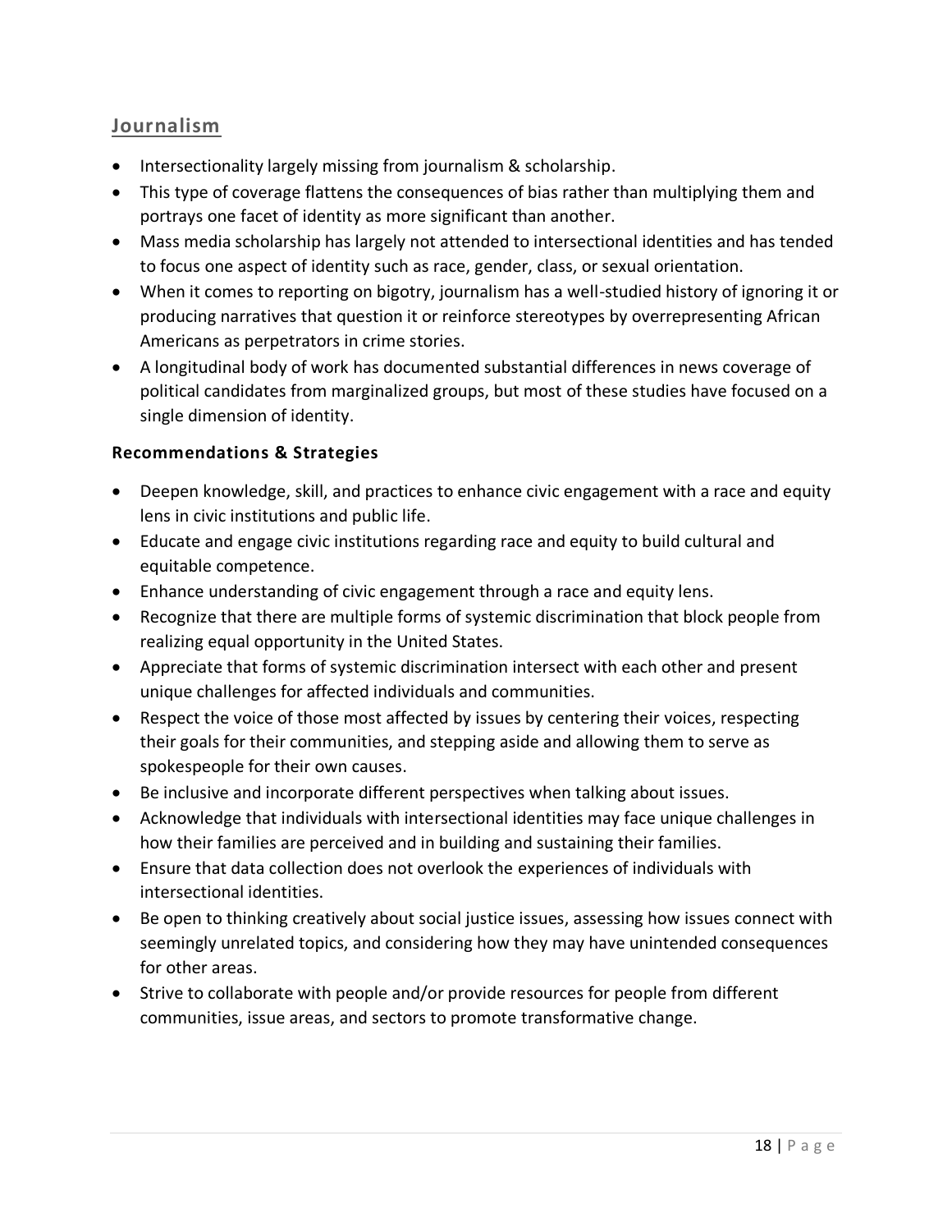## Journalism

- Intersectionality largely missing from journalism & scholarship.
- This type of coverage flattens the consequences of bias rather than multiplying them and portrays one facet of identity as more significant than another.
- Mass media scholarship has largely not attended to intersectional identities and has tended to focus one aspect of identity such as race, gender, class, or sexual orientation.
- When it comes to reporting on bigotry, journalism has a well-studied history of ignoring it or producing narratives that question it or reinforce stereotypes by overrepresenting African Americans as perpetrators in crime stories.
- A longitudinal body of work has documented substantial differences in news coverage of political candidates from marginalized groups, but most of these studies have focused on a single dimension of identity.

### Recommendations & Strategies

- Deepen knowledge, skill, and practices to enhance civic engagement with a race and equity lens in civic institutions and public life.
- Educate and engage civic institutions regarding race and equity to build cultural and equitable competence.
- Enhance understanding of civic engagement through a race and equity lens.
- Recognize that there are multiple forms of systemic discrimination that block people from realizing equal opportunity in the United States.
- Appreciate that forms of systemic discrimination intersect with each other and present unique challenges for affected individuals and communities.
- Respect the voice of those most affected by issues by centering their voices, respecting their goals for their communities, and stepping aside and allowing them to serve as spokespeople for their own causes.
- Be inclusive and incorporate different perspectives when talking about issues.
- Acknowledge that individuals with intersectional identities may face unique challenges in how their families are perceived and in building and sustaining their families.
- Ensure that data collection does not overlook the experiences of individuals with intersectional identities.
- Be open to thinking creatively about social justice issues, assessing how issues connect with seemingly unrelated topics, and considering how they may have unintended consequences for other areas.
- Strive to collaborate with people and/or provide resources for people from different communities, issue areas, and sectors to promote transformative change.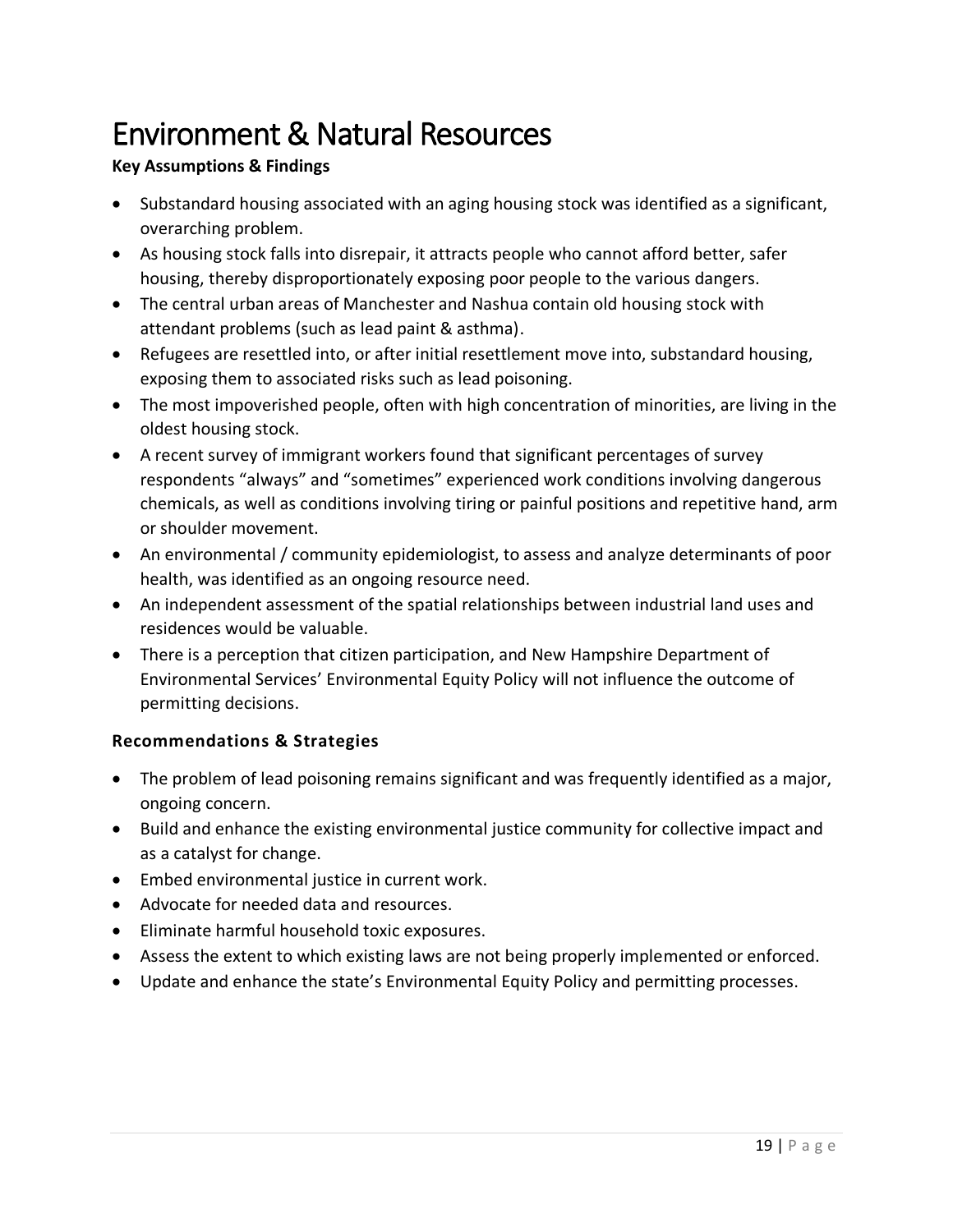# Environment & Natural Resources

**Key Assumptions & Findings**

- Substandard housing associated with an aging housing stock was identified as a significant, overarching problem.
- As housing stock falls into disrepair, it attracts people who cannot afford better, safer housing, thereby disproportionately exposing poor people to the various dangers.
- The central urban areas of Manchester and Nashua contain old housing stock with attendant problems (such as lead paint & asthma).
- Refugees are resettled into, or after initial resettlement move into, substandard housing, exposing them to associated risks such as lead poisoning.
- The most impoverished people, often with high concentration of minorities, are living in the oldest housing stock.
- A recent survey of immigrant workers found that significant percentages of survey respondents "always" and "sometimes" experienced work conditions involving dangerous chemicals, as well as conditions involving tiring or painful positions and repetitive hand, arm or shoulder movement.
- An environmental / community epidemiologist, to assess and analyze determinants of poor health, was identified as an ongoing resource need.
- An independent assessment of the spatial relationships between industrial land uses and residences would be valuable.
- There is a perception that citizen participation, and New Hampshire Department of Environmental Services' Environmental Equity Policy will not influence the outcome of permitting decisions.

### Recommendations & Strategies

- The problem of lead poisoning remains significant and was frequently identified as a major, ongoing concern.
- Build and enhance the existing environmental justice community for collective impact and as a catalyst for change.
- Embed environmental justice in current work.
- Advocate for needed data and resources.
- Eliminate harmful household toxic exposures.
- Assess the extent to which existing laws are not being properly implemented or enforced.
- Update and enhance the state's Environmental Equity Policy and permitting processes.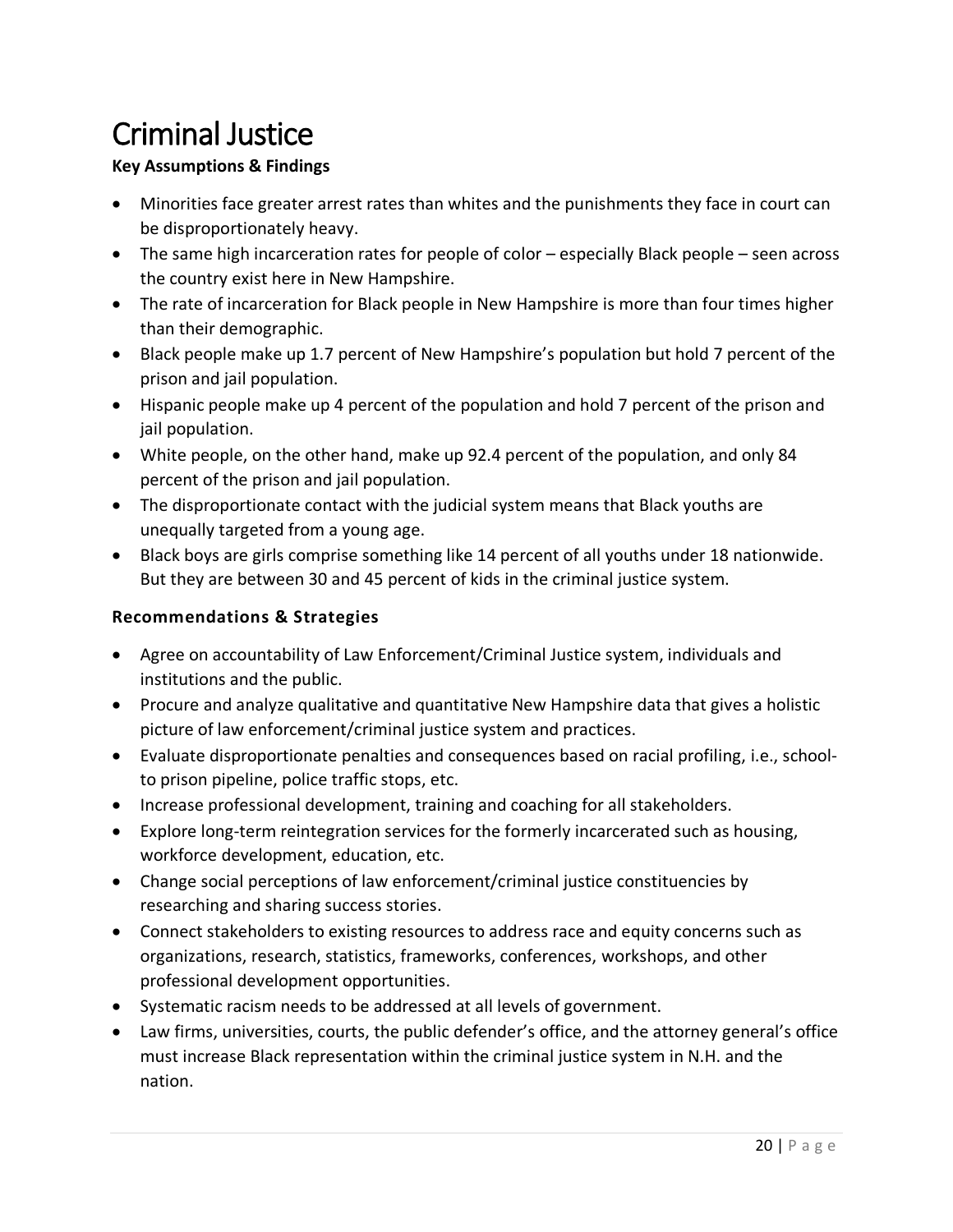# Criminal Justice

**Key Assumptions & Findings**

- Minorities face greater arrest rates than whites and the punishments they face in court can be disproportionately heavy.
- The same high incarceration rates for people of color – especially Black people – seen across the country exist here in New Hampshire.
- The rate of incarceration for Black people in New Hampshire is more than four times higher than their demographic.
- Black people make up 1.7 percent of New Hampshire's population but hold 7 percent of the prison and jail population.
- Hispanic people make up 4 percent of the population and hold 7 percent of the prison and jail population.
- White people, on the other hand, make up 92.4 percent of the population, and only 84 percent of the prison and jail population.
- The disproportionate contact with the judicial system means that Black youths are unequally targeted from a young age.
- Black boys are girls comprise something like 14 percent of all youths under 18 nationwide. But they are between 30 and 45 percent of kids in the criminal justice system.

**Recommendations & Strategies**

- Agree on accountability of Law Enforcement/Criminal Justice system, individuals and institutions and the public.
- Procure and analyze qualitative and quantitative New Hampshire data that gives a holistic picture of law enforcement/criminal justice system and practices.
- Evaluate disproportionate penalties and consequences based on racial profiling, i.e., school-to prison pipeline, police traffic stops, etc.
- Increase professional development, training and coaching for all stakeholders.
- Explore long-term reintegration services for the formerly incarcerated such as housing, workforce development, education, etc.
- Change social perceptions of law enforcement/criminal justice constituencies by researching and sharing success stories.
- Connect stakeholders to existing resources to address race and equity concerns such as organizations, research, statistics, frameworks, conferences, workshops, and other professional development opportunities.
- Systematic racism needs to be addressed at all levels of government.
- Law firms, universities, courts, the public defender's office, and the attorney general's office must increase Black representation within the criminal justice system in N.H. and the nation.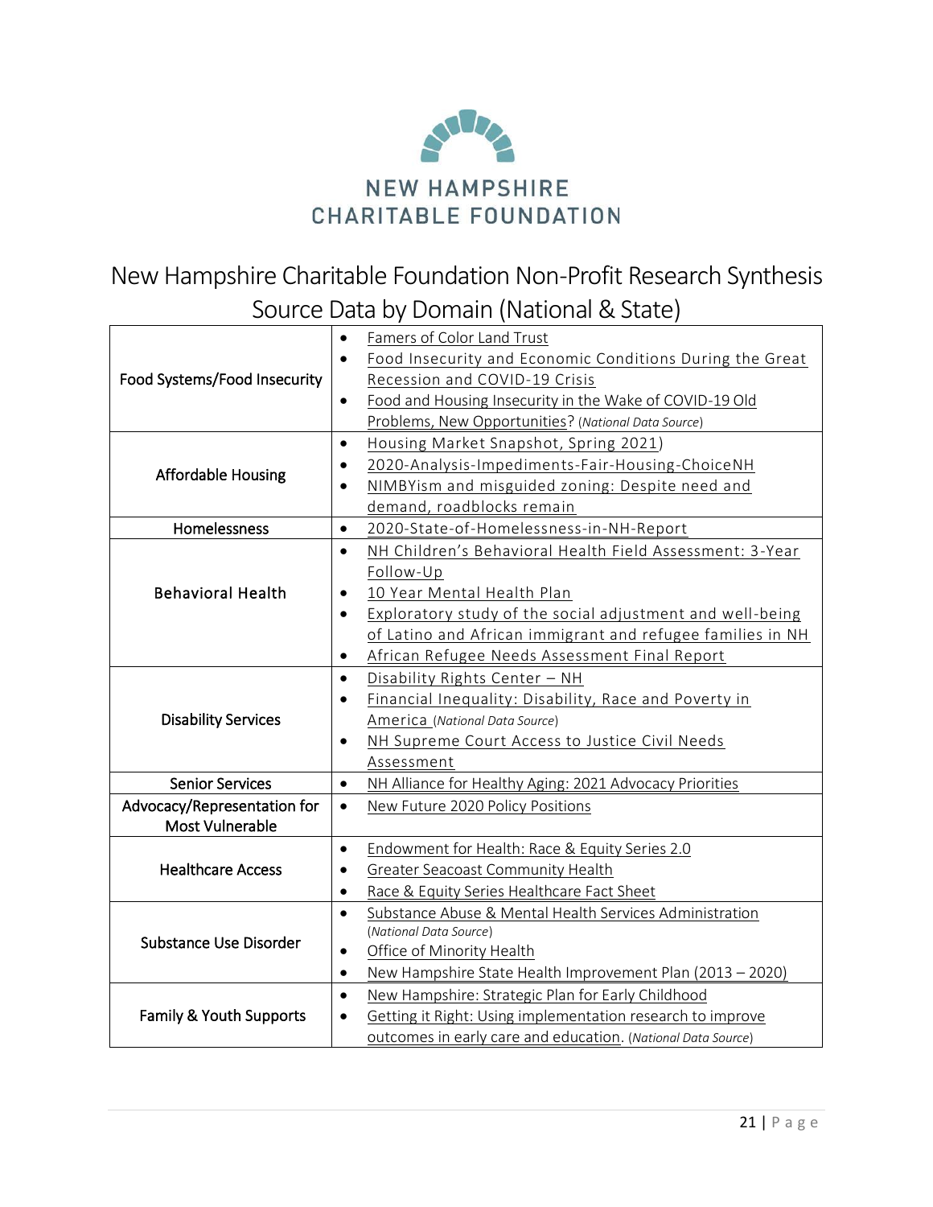NEW HAMPSHIRE
CHARITABLE FOUNDATION

# New Hampshire Charitable Foundation Non-Profit Research Synthesis Source Data by Domain (National & State)

| Domain | Sources |
|---|---|
| Food Systems/Food Insecurity | • Famers of Color Land Trust<br>• Food Insecurity and Economic Conditions During the Great Recession and COVID-19 Crisis<br>• Food and Housing Insecurity in the Wake of COVID-19 Old Problems, New Opportunities? (*National Data Source*) |
| Affordable Housing | • Housing Market Snapshot, Spring 2021)<br>• 2020-Analysis-Impediments-Fair-Housing-ChoiceNH<br>• NIMBYism and misguided zoning: Despite need and demand, roadblocks remain |
| Homelessness | • 2020-State-of-Homelessness-in-NH-Report |
| Behavioral Health | • NH Children's Behavioral Health Field Assessment: 3-Year Follow-Up<br>• 10 Year Mental Health Plan<br>• Exploratory study of the social adjustment and well-being of Latino and African immigrant and refugee families in NH<br>• African Refugee Needs Assessment Final Report |
| Disability Services | • Disability Rights Center – NH<br>• Financial Inequality: Disability, Race and Poverty in America (*National Data Source*)<br>• NH Supreme Court Access to Justice Civil Needs Assessment |
| Senior Services | • NH Alliance for Healthy Aging: 2021 Advocacy Priorities |
| Advocacy/Representation for Most Vulnerable | • New Future 2020 Policy Positions |
| Healthcare Access | • Endowment for Health: Race & Equity Series 2.0<br>• Greater Seacoast Community Health<br>• Race & Equity Series Healthcare Fact Sheet |
| Substance Use Disorder | • Substance Abuse & Mental Health Services Administration (*National Data Source*)<br>• Office of Minority Health<br>• New Hampshire State Health Improvement Plan (2013 – 2020) |
| Family & Youth Supports | • New Hampshire: Strategic Plan for Early Childhood<br>• Getting it Right: Using implementation research to improve outcomes in early care and education. (*National Data Source*) |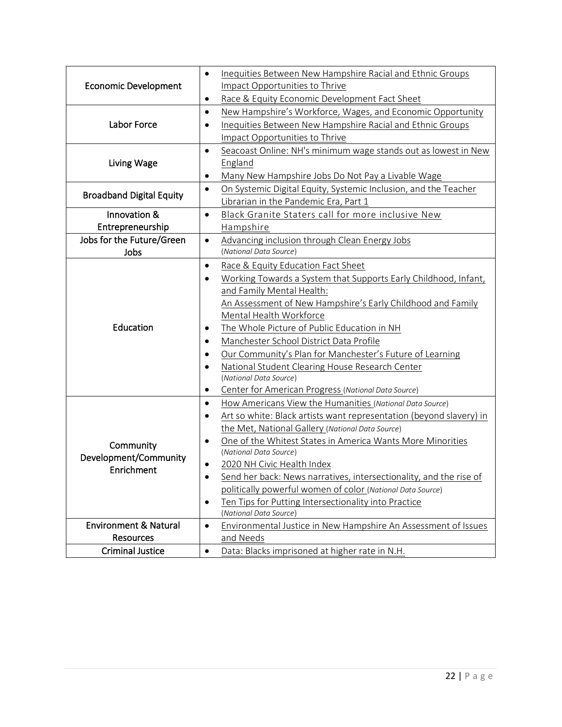| | |
|---|---|
| Economic Development | • Inequities Between New Hampshire Racial and Ethnic Groups Impact Opportunities to Thrive<br>• Race & Equity Economic Development Fact Sheet |
| Labor Force | • New Hampshire's Workforce, Wages, and Economic Opportunity<br>• Inequities Between New Hampshire Racial and Ethnic Groups Impact Opportunities to Thrive |
| Living Wage | • Seacoast Online: NH's minimum wage stands out as lowest in New England<br>• Many New Hampshire Jobs Do Not Pay a Livable Wage |
| Broadband Digital Equity | • On Systemic Digital Equity, Systemic Inclusion, and the Teacher Librarian in the Pandemic Era, Part 1 |
| Innovation & Entrepreneurship | • Black Granite Staters call for more inclusive New Hampshire |
| Jobs for the Future/Green Jobs | • Advancing inclusion through Clean Energy Jobs (*National Data Source*) |
| Education | • Race & Equity Education Fact Sheet<br>• Working Towards a System that Supports Early Childhood, Infant, and Family Mental Health: An Assessment of New Hampshire's Early Childhood and Family Mental Health Workforce<br>• The Whole Picture of Public Education in NH<br>• Manchester School District Data Profile<br>• Our Community's Plan for Manchester's Future of Learning<br>• National Student Clearing House Research Center (*National Data Source*)<br>• Center for American Progress (*National Data Source*) |
| Community Development/Community Enrichment | • How Americans View the Humanities (*National Data Source*)<br>• Art so white: Black artists want representation (beyond slavery) in the Met, National Gallery (*National Data Source*)<br>• One of the Whitest States in America Wants More Minorities (*National Data Source*)<br>• 2020 NH Civic Health Index<br>• Send her back: News narratives, intersectionality, and the rise of politically powerful women of color (*National Data Source*)<br>• Ten Tips for Putting Intersectionality into Practice (*National Data Source*) |
| Environment & Natural Resources | • Environmental Justice in New Hampshire An Assessment of Issues and Needs |
| Criminal Justice | • Data: Blacks imprisoned at higher rate in N.H. |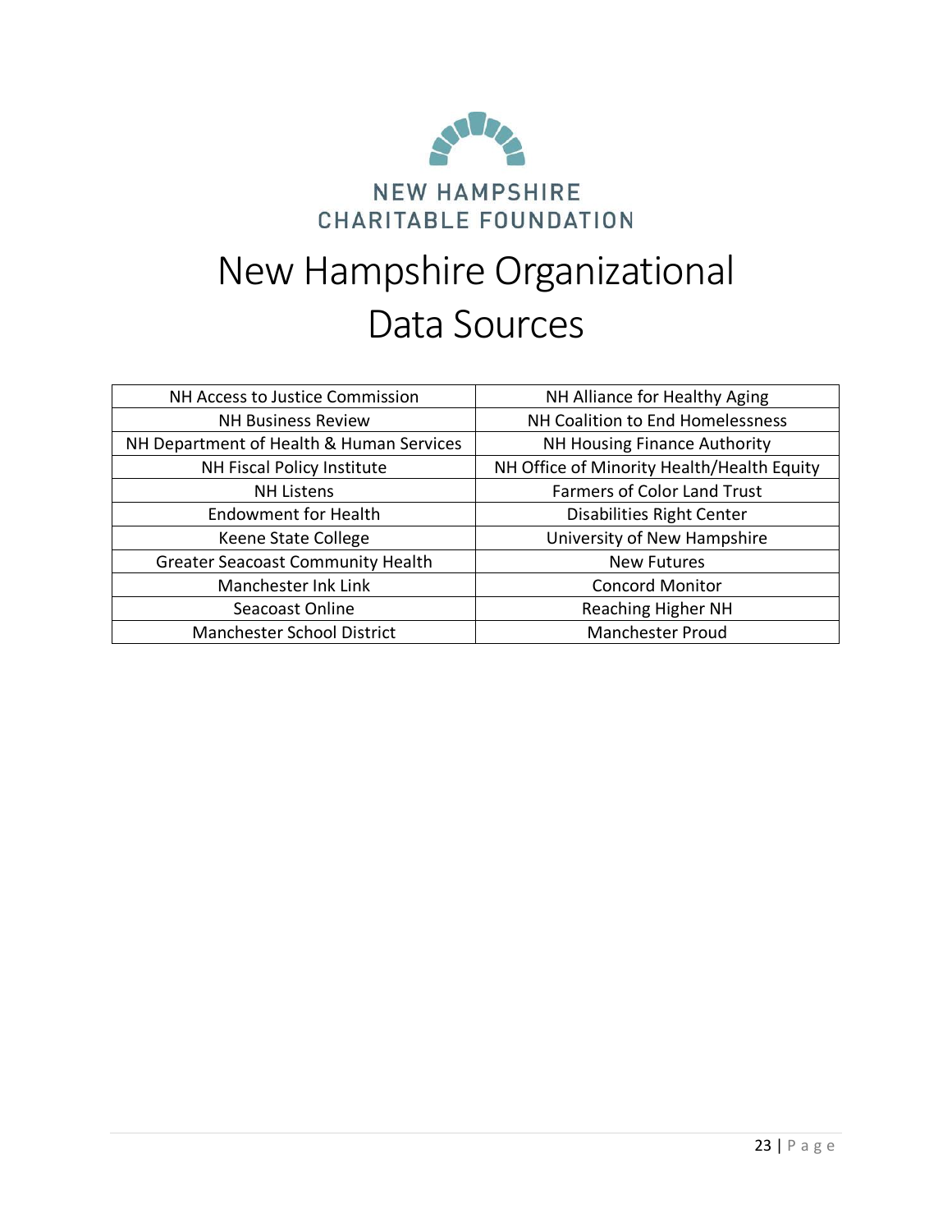NEW HAMPSHIRE CHARITABLE FOUNDATION

# New Hampshire Organizational Data Sources

| | |
|---|---|
| NH Access to Justice Commission | NH Alliance for Healthy Aging |
| NH Business Review | NH Coalition to End Homelessness |
| NH Department of Health & Human Services | NH Housing Finance Authority |
| NH Fiscal Policy Institute | NH Office of Minority Health/Health Equity |
| NH Listens | Farmers of Color Land Trust |
| Endowment for Health | Disabilities Right Center |
| Keene State College | University of New Hampshire |
| Greater Seacoast Community Health | New Futures |
| Manchester Ink Link | Concord Monitor |
| Seacoast Online | Reaching Higher NH |
| Manchester School District | Manchester Proud |